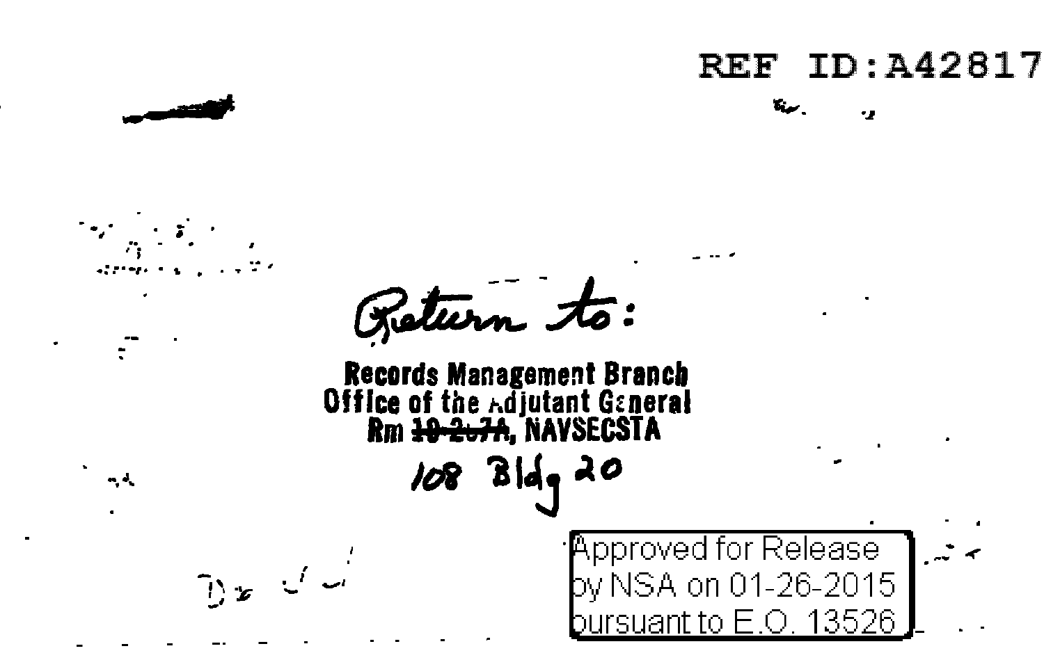REF ID:A42817

Return to:

**Records Management Branch**
**Office of the Adjutant General**
**Rm ~~10-207A~~, NAVSECSTA**

108 Bldg 20

Approved for Release by NSA on 01-26-2015 pursuant to E.O. 13526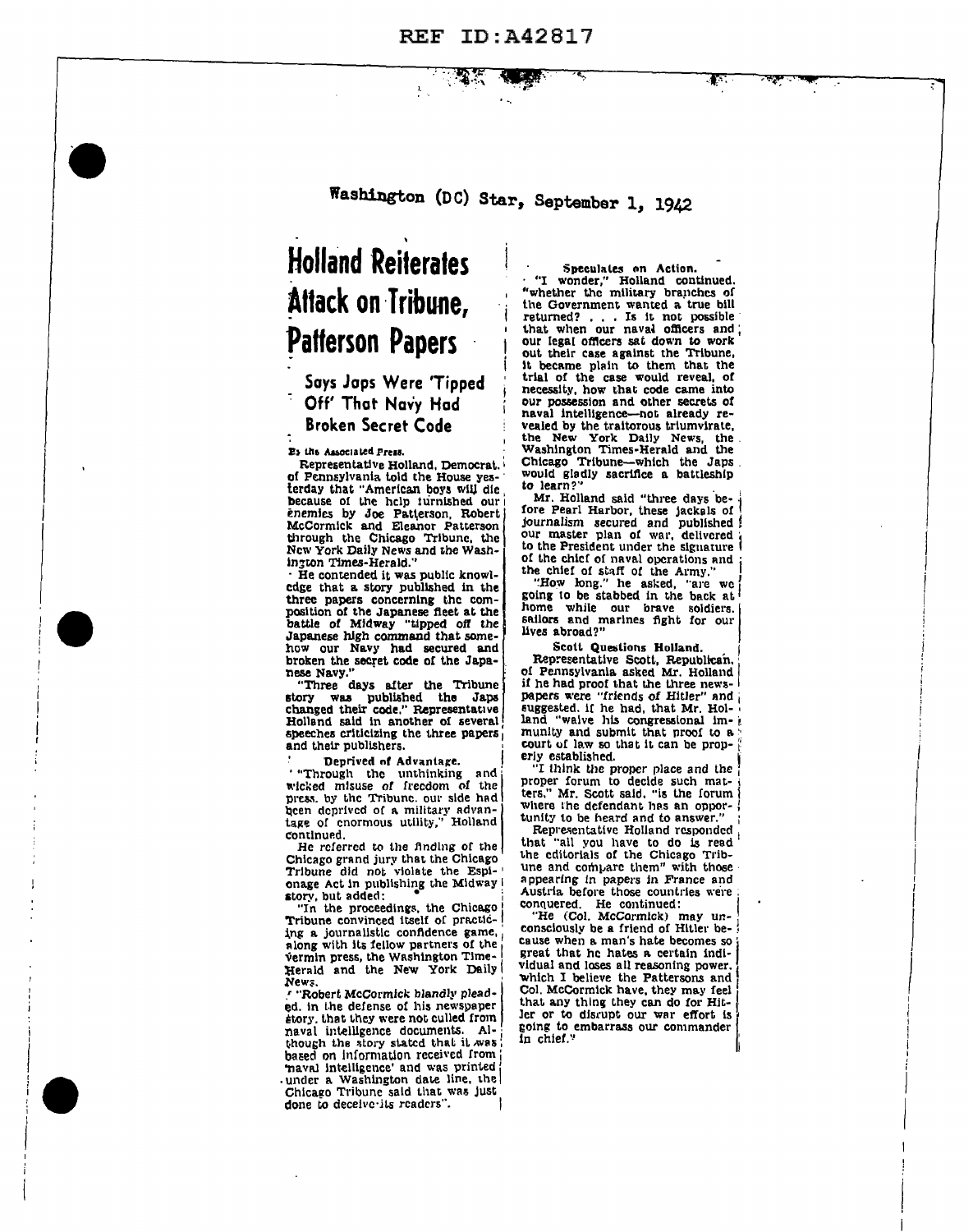REF ID:A42817

Washington (DC) Star, September 1, 1942

# Holland Reiterates Attack on Tribune, Patterson Papers

## Says Japs Were 'Tipped Off' That Navy Had Broken Secret Code

By the Associated Press.

Representative Holland, Democrat, of Pennsylvania told the House yesterday that "American boys will die because of the help furnished our enemies by Joe Patterson, Robert McCormick and Eleanor Patterson through the Chicago Tribune, the New York Daily News and the Washington Times-Herald."

He contended it was public knowledge that a story published in the three papers concerning the composition of the Japanese fleet at the battle of Midway "tipped off the Japanese high command that somehow our Navy had secured and broken the secret code of the Japanese Navy."

"Three days after the Tribune story was published the Japs changed their code," Representative Holland said in another of several speeches criticizing the three papers and their publishers.

### Deprived of Advantage.

"Through the unthinking and wicked misuse of freedom of the press, by the Tribune, our side had been deprived of a military advantage of enormous utility," Holland continued.

He referred to the finding of the Chicago grand jury that the Chicago Tribune did not violate the Espionage Act in publishing the Midway story, but added:

"In the proceedings, the Chicago Tribune convinced itself of practicing a journalistic confidence game, along with its fellow partners of the vermin press, the Washington Times-Herald and the New York Daily News.

"Robert McCormick blandly pleaded, in the defense of his newspaper story, that they were not culled from naval intelligence documents. Although the story stated that it was based on information received from 'naval intelligence' and was printed under a Washington date line, the Chicago Tribune said that was just done to deceive its readers".

### Speculates on Action.

"I wonder," Holland continued, "whether the military branches of the Government wanted a true bill returned? . . . Is it not possible that when our naval officers and our legal officers sat down to work out their case against the Tribune, it became plain to them that the trial of the case would reveal, of necessity, how that code came into our possession and other secrets of naval intelligence—not already revealed by the traitorous triumvirate, the New York Daily News, the Washington Times-Herald and the Chicago Tribune—which the Japs would gladly sacrifice a battleship to learn?"

Mr. Holland said "three days before Pearl Harbor, these jackals of journalism secured and published our master plan of war, delivered to the President under the signature of the chief of naval operations and the chief of staff of the Army."

"How long," he asked, "are we going to be stabbed in the back at home while our brave soldiers, sailors and marines fight for our lives abroad?"

### Scott Questions Holland.

Representative Scott, Republican, of Pennsylvania asked Mr. Holland if he had proof that the three newspapers were "friends of Hitler" and suggested, if he had, that Mr. Holland "waive his congressional immunity and submit that proof to a court of law so that it can be properly established.

"I think the proper place and the proper forum to decide such matters," Mr. Scott said, "is the forum where the defendant has an opportunity to be heard and to answer."

Representative Holland responded that "all you have to do is read the editorials of the Chicago Tribune and compare them" with those appearing in papers in France and Austria before those countries were conquered. He continued:

"He (Col. McCormick) may unconsciously be a friend of Hitler because when a man's hate becomes so great that he hates a certain individual and loses all reasoning power, which I believe the Pattersons and Col. McCormick have, they may feel that any thing they can do for Hitler or to disrupt our war effort is going to embarrass our commander in chief."